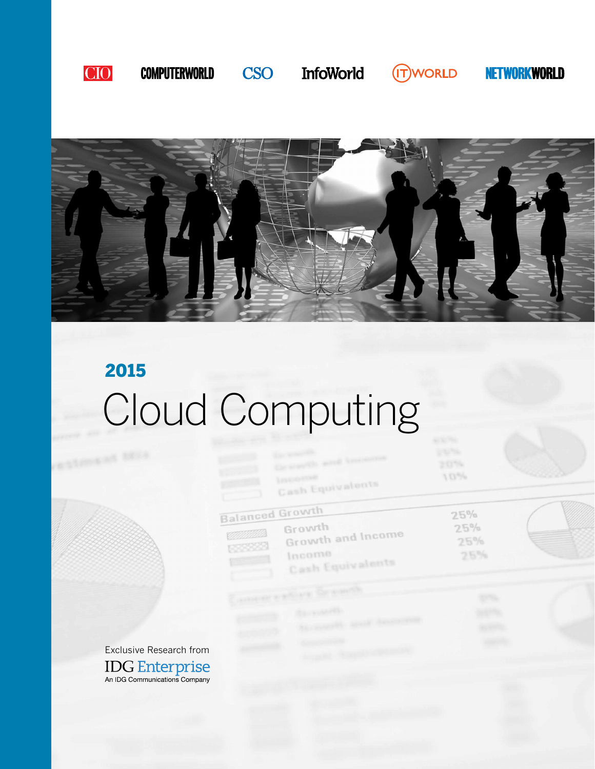CIO COMPUTERWORLD CSO InfoWorld ITWORLD NETWORKWORLD

# 2015 Cloud Computing

Exclusive Research from

IDG Enterprise
An IDG Communications Company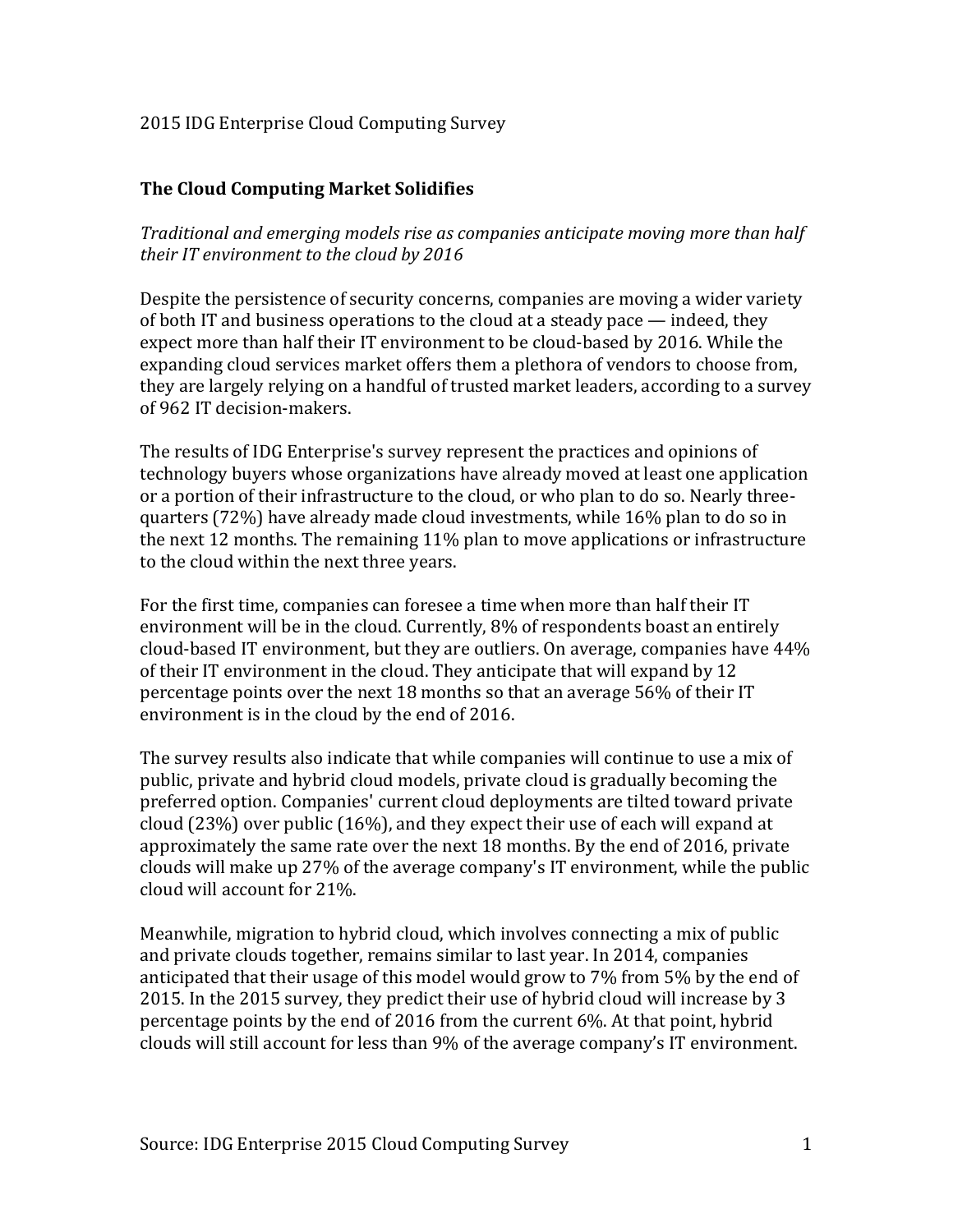2015 IDG Enterprise Cloud Computing Survey

## The Cloud Computing Market Solidifies

*Traditional and emerging models rise as companies anticipate moving more than half their IT environment to the cloud by 2016*

Despite the persistence of security concerns, companies are moving a wider variety of both IT and business operations to the cloud at a steady pace — indeed, they expect more than half their IT environment to be cloud-based by 2016. While the expanding cloud services market offers them a plethora of vendors to choose from, they are largely relying on a handful of trusted market leaders, according to a survey of 962 IT decision-makers.

The results of IDG Enterprise's survey represent the practices and opinions of technology buyers whose organizations have already moved at least one application or a portion of their infrastructure to the cloud, or who plan to do so. Nearly three-quarters (72%) have already made cloud investments, while 16% plan to do so in the next 12 months. The remaining 11% plan to move applications or infrastructure to the cloud within the next three years.

For the first time, companies can foresee a time when more than half their IT environment will be in the cloud. Currently, 8% of respondents boast an entirely cloud-based IT environment, but they are outliers. On average, companies have 44% of their IT environment in the cloud. They anticipate that will expand by 12 percentage points over the next 18 months so that an average 56% of their IT environment is in the cloud by the end of 2016.

The survey results also indicate that while companies will continue to use a mix of public, private and hybrid cloud models, private cloud is gradually becoming the preferred option. Companies' current cloud deployments are tilted toward private cloud (23%) over public (16%), and they expect their use of each will expand at approximately the same rate over the next 18 months. By the end of 2016, private clouds will make up 27% of the average company's IT environment, while the public cloud will account for 21%.

Meanwhile, migration to hybrid cloud, which involves connecting a mix of public and private clouds together, remains similar to last year. In 2014, companies anticipated that their usage of this model would grow to 7% from 5% by the end of 2015. In the 2015 survey, they predict their use of hybrid cloud will increase by 3 percentage points by the end of 2016 from the current 6%. At that point, hybrid clouds will still account for less than 9% of the average company's IT environment.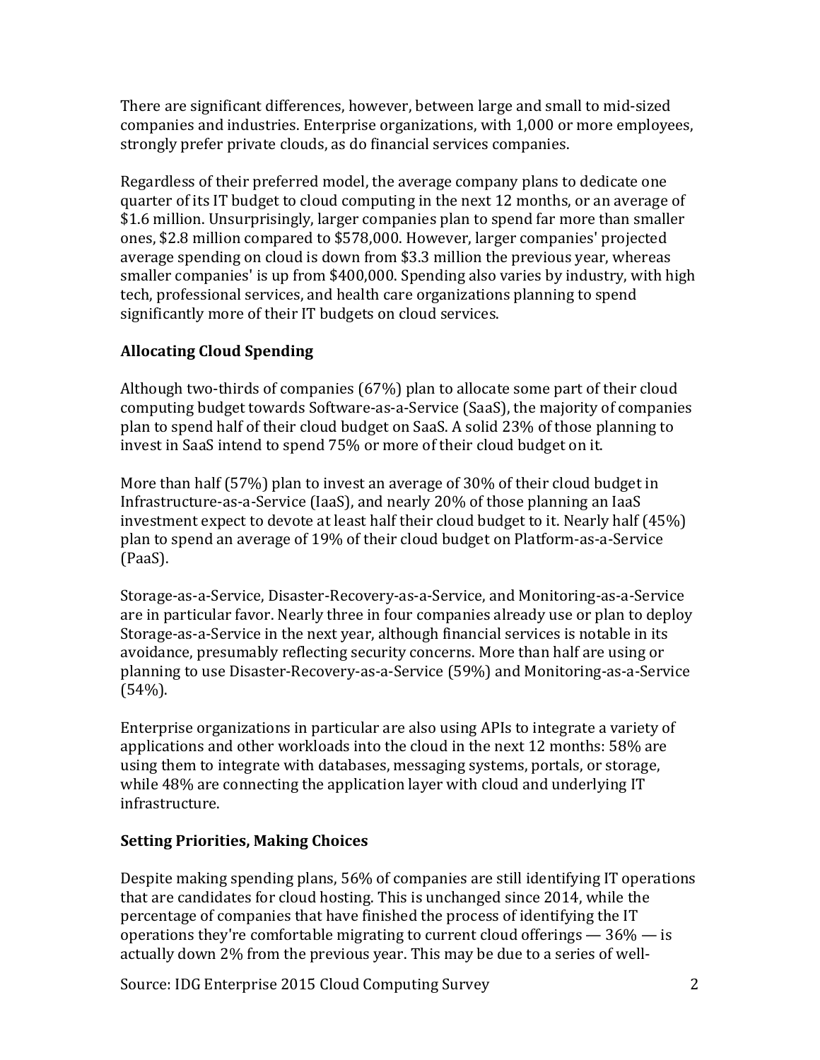There are significant differences, however, between large and small to mid-sized companies and industries. Enterprise organizations, with 1,000 or more employees, strongly prefer private clouds, as do financial services companies.

Regardless of their preferred model, the average company plans to dedicate one quarter of its IT budget to cloud computing in the next 12 months, or an average of $1.6 million. Unsurprisingly, larger companies plan to spend far more than smaller ones, $2.8 million compared to $578,000. However, larger companies' projected average spending on cloud is down from $3.3 million the previous year, whereas smaller companies' is up from $400,000. Spending also varies by industry, with high tech, professional services, and health care organizations planning to spend significantly more of their IT budgets on cloud services.

**Allocating Cloud Spending**

Although two-thirds of companies (67%) plan to allocate some part of their cloud computing budget towards Software-as-a-Service (SaaS), the majority of companies plan to spend half of their cloud budget on SaaS. A solid 23% of those planning to invest in SaaS intend to spend 75% or more of their cloud budget on it.

More than half (57%) plan to invest an average of 30% of their cloud budget in Infrastructure-as-a-Service (IaaS), and nearly 20% of those planning an IaaS investment expect to devote at least half their cloud budget to it. Nearly half (45%) plan to spend an average of 19% of their cloud budget on Platform-as-a-Service (PaaS).

Storage-as-a-Service, Disaster-Recovery-as-a-Service, and Monitoring-as-a-Service are in particular favor. Nearly three in four companies already use or plan to deploy Storage-as-a-Service in the next year, although financial services is notable in its avoidance, presumably reflecting security concerns. More than half are using or planning to use Disaster-Recovery-as-a-Service (59%) and Monitoring-as-a-Service (54%).

Enterprise organizations in particular are also using APIs to integrate a variety of applications and other workloads into the cloud in the next 12 months: 58% are using them to integrate with databases, messaging systems, portals, or storage, while 48% are connecting the application layer with cloud and underlying IT infrastructure.

**Setting Priorities, Making Choices**

Despite making spending plans, 56% of companies are still identifying IT operations that are candidates for cloud hosting. This is unchanged since 2014, while the percentage of companies that have finished the process of identifying the IT operations they're comfortable migrating to current cloud offerings — 36% — is actually down 2% from the previous year. This may be due to a series of well-

Source: IDG Enterprise 2015 Cloud Computing Survey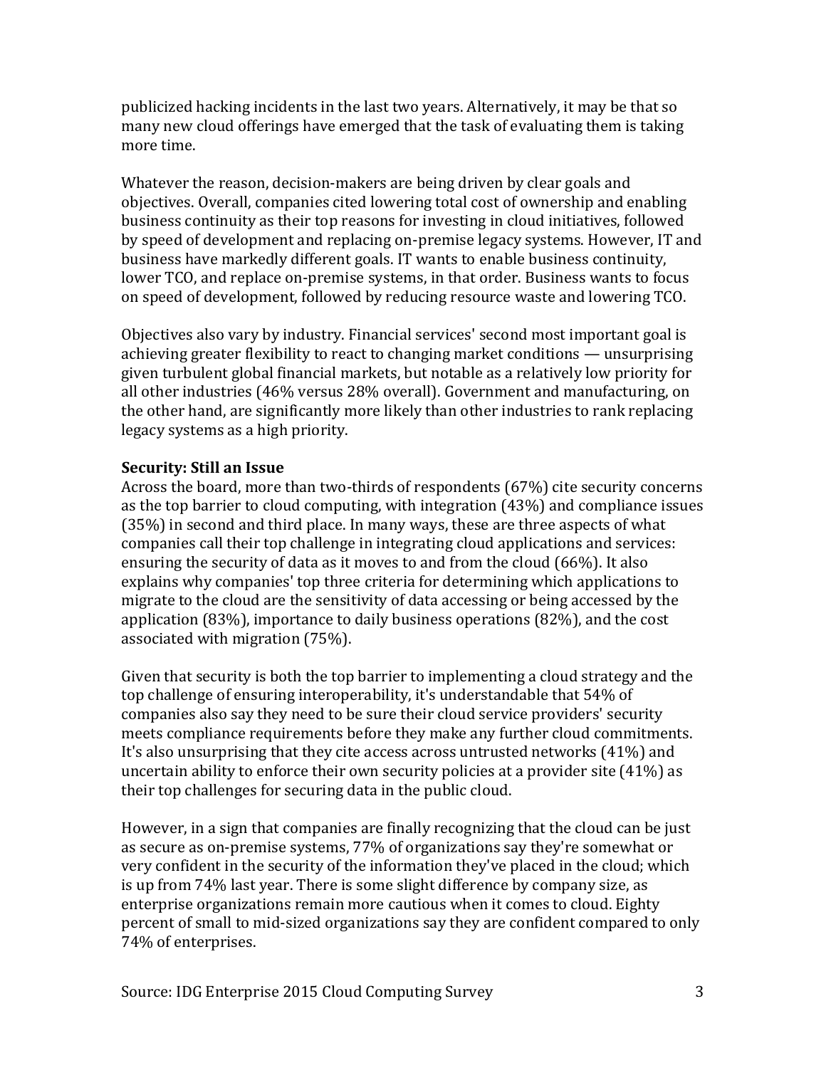publicized hacking incidents in the last two years. Alternatively, it may be that so many new cloud offerings have emerged that the task of evaluating them is taking more time.

Whatever the reason, decision-makers are being driven by clear goals and objectives. Overall, companies cited lowering total cost of ownership and enabling business continuity as their top reasons for investing in cloud initiatives, followed by speed of development and replacing on-premise legacy systems. However, IT and business have markedly different goals. IT wants to enable business continuity, lower TCO, and replace on-premise systems, in that order. Business wants to focus on speed of development, followed by reducing resource waste and lowering TCO.

Objectives also vary by industry. Financial services' second most important goal is achieving greater flexibility to react to changing market conditions — unsurprising given turbulent global financial markets, but notable as a relatively low priority for all other industries (46% versus 28% overall). Government and manufacturing, on the other hand, are significantly more likely than other industries to rank replacing legacy systems as a high priority.

**Security: Still an Issue**

Across the board, more than two-thirds of respondents (67%) cite security concerns as the top barrier to cloud computing, with integration (43%) and compliance issues (35%) in second and third place. In many ways, these are three aspects of what companies call their top challenge in integrating cloud applications and services: ensuring the security of data as it moves to and from the cloud (66%). It also explains why companies' top three criteria for determining which applications to migrate to the cloud are the sensitivity of data accessing or being accessed by the application (83%), importance to daily business operations (82%), and the cost associated with migration (75%).

Given that security is both the top barrier to implementing a cloud strategy and the top challenge of ensuring interoperability, it's understandable that 54% of companies also say they need to be sure their cloud service providers' security meets compliance requirements before they make any further cloud commitments. It's also unsurprising that they cite access across untrusted networks (41%) and uncertain ability to enforce their own security policies at a provider site (41%) as their top challenges for securing data in the public cloud.

However, in a sign that companies are finally recognizing that the cloud can be just as secure as on-premise systems, 77% of organizations say they're somewhat or very confident in the security of the information they've placed in the cloud; which is up from 74% last year. There is some slight difference by company size, as enterprise organizations remain more cautious when it comes to cloud. Eighty percent of small to mid-sized organizations say they are confident compared to only 74% of enterprises.

Source: IDG Enterprise 2015 Cloud Computing Survey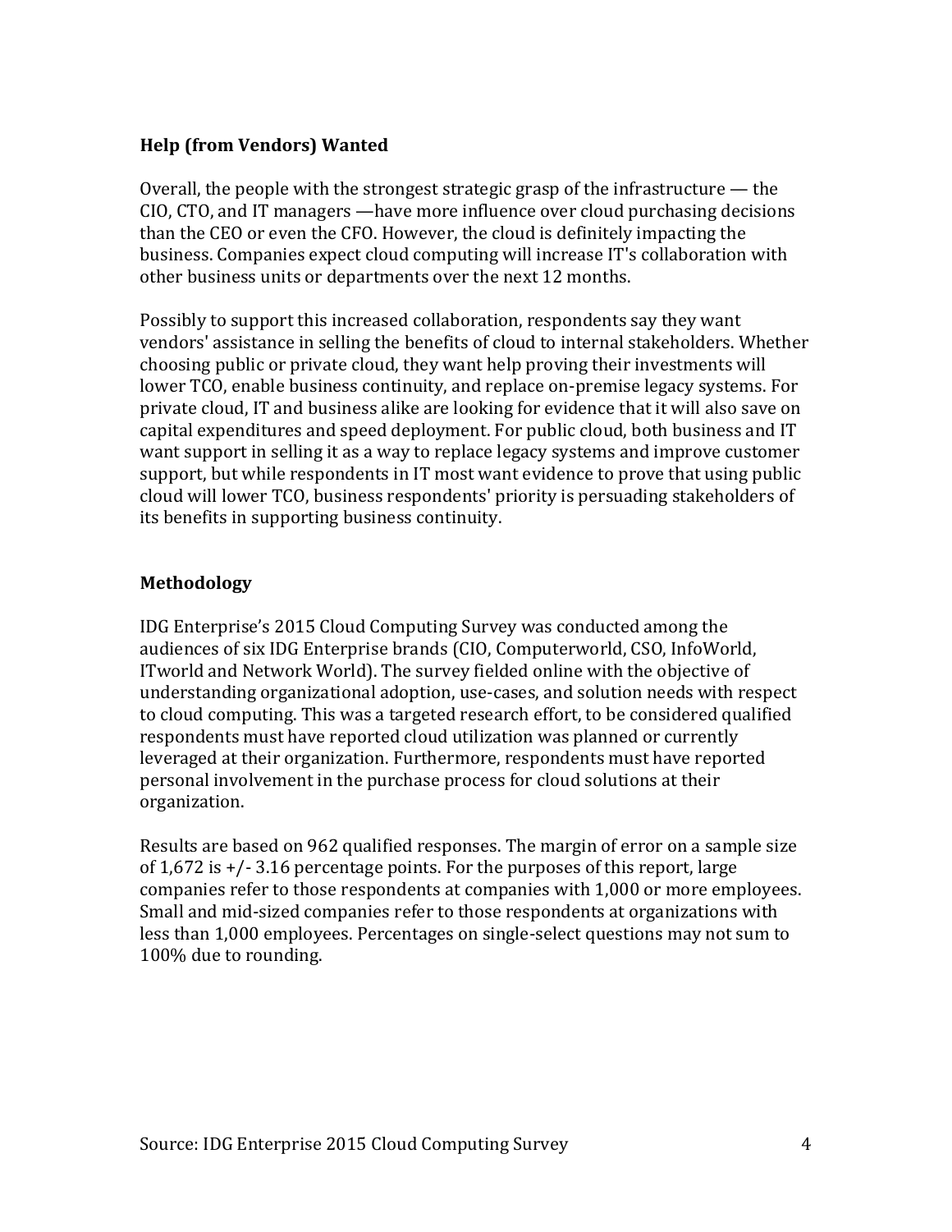## Help (from Vendors) Wanted

Overall, the people with the strongest strategic grasp of the infrastructure — the CIO, CTO, and IT managers —have more influence over cloud purchasing decisions than the CEO or even the CFO. However, the cloud is definitely impacting the business. Companies expect cloud computing will increase IT's collaboration with other business units or departments over the next 12 months.

Possibly to support this increased collaboration, respondents say they want vendors' assistance in selling the benefits of cloud to internal stakeholders. Whether choosing public or private cloud, they want help proving their investments will lower TCO, enable business continuity, and replace on-premise legacy systems. For private cloud, IT and business alike are looking for evidence that it will also save on capital expenditures and speed deployment. For public cloud, both business and IT want support in selling it as a way to replace legacy systems and improve customer support, but while respondents in IT most want evidence to prove that using public cloud will lower TCO, business respondents' priority is persuading stakeholders of its benefits in supporting business continuity.

## Methodology

IDG Enterprise's 2015 Cloud Computing Survey was conducted among the audiences of six IDG Enterprise brands (CIO, Computerworld, CSO, InfoWorld, ITworld and Network World). The survey fielded online with the objective of understanding organizational adoption, use-cases, and solution needs with respect to cloud computing. This was a targeted research effort, to be considered qualified respondents must have reported cloud utilization was planned or currently leveraged at their organization. Furthermore, respondents must have reported personal involvement in the purchase process for cloud solutions at their organization.

Results are based on 962 qualified responses. The margin of error on a sample size of 1,672 is +/- 3.16 percentage points. For the purposes of this report, large companies refer to those respondents at companies with 1,000 or more employees. Small and mid-sized companies refer to those respondents at organizations with less than 1,000 employees. Percentages on single-select questions may not sum to 100% due to rounding.

Source: IDG Enterprise 2015 Cloud Computing Survey